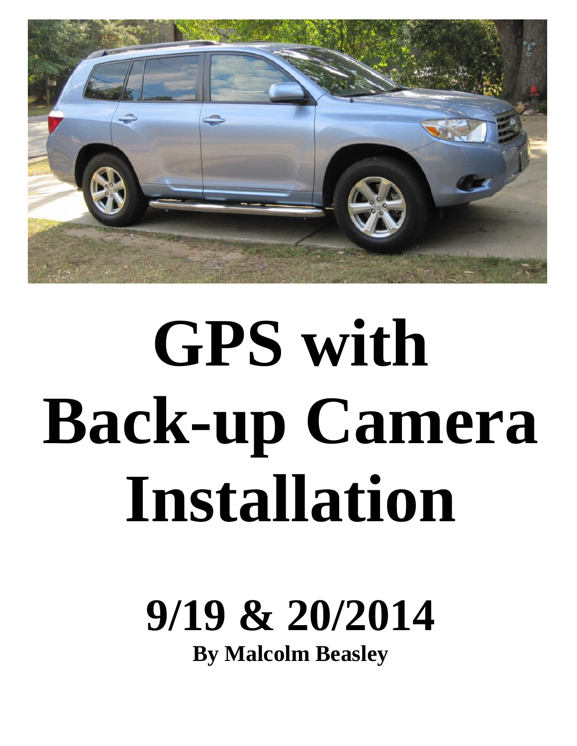# GPS with Back-up Camera Installation

## 9/19 & 20/2014

**By Malcolm Beasley**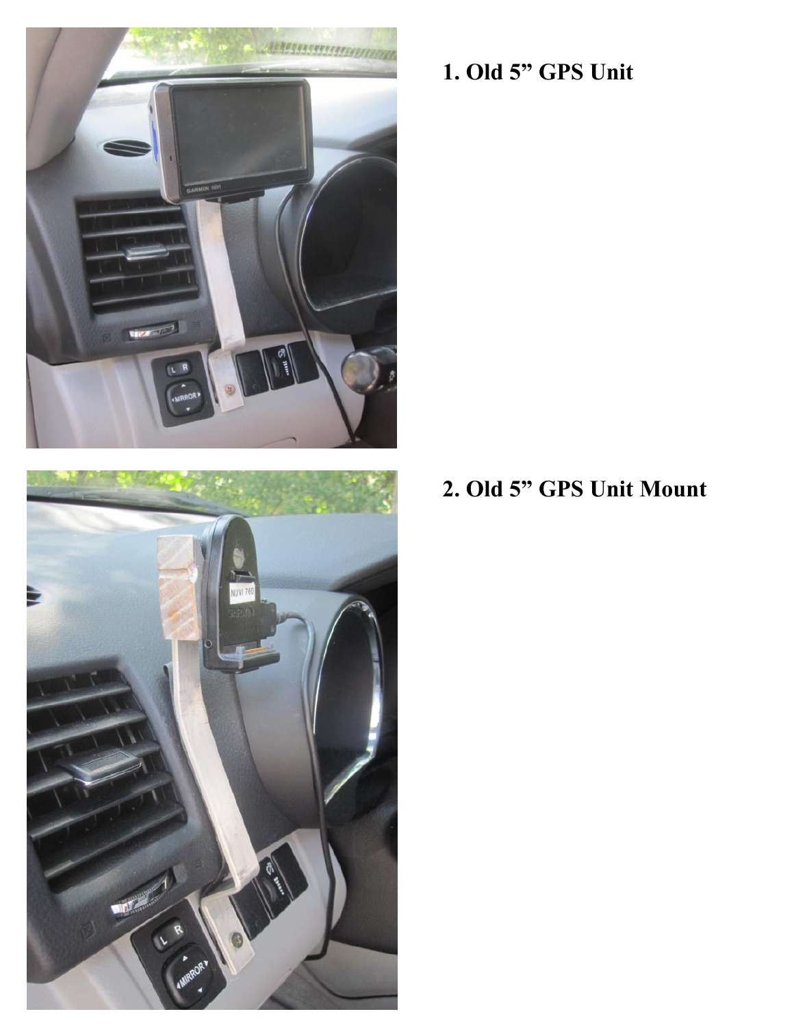**1. Old 5" GPS Unit**

**2. Old 5" GPS Unit Mount**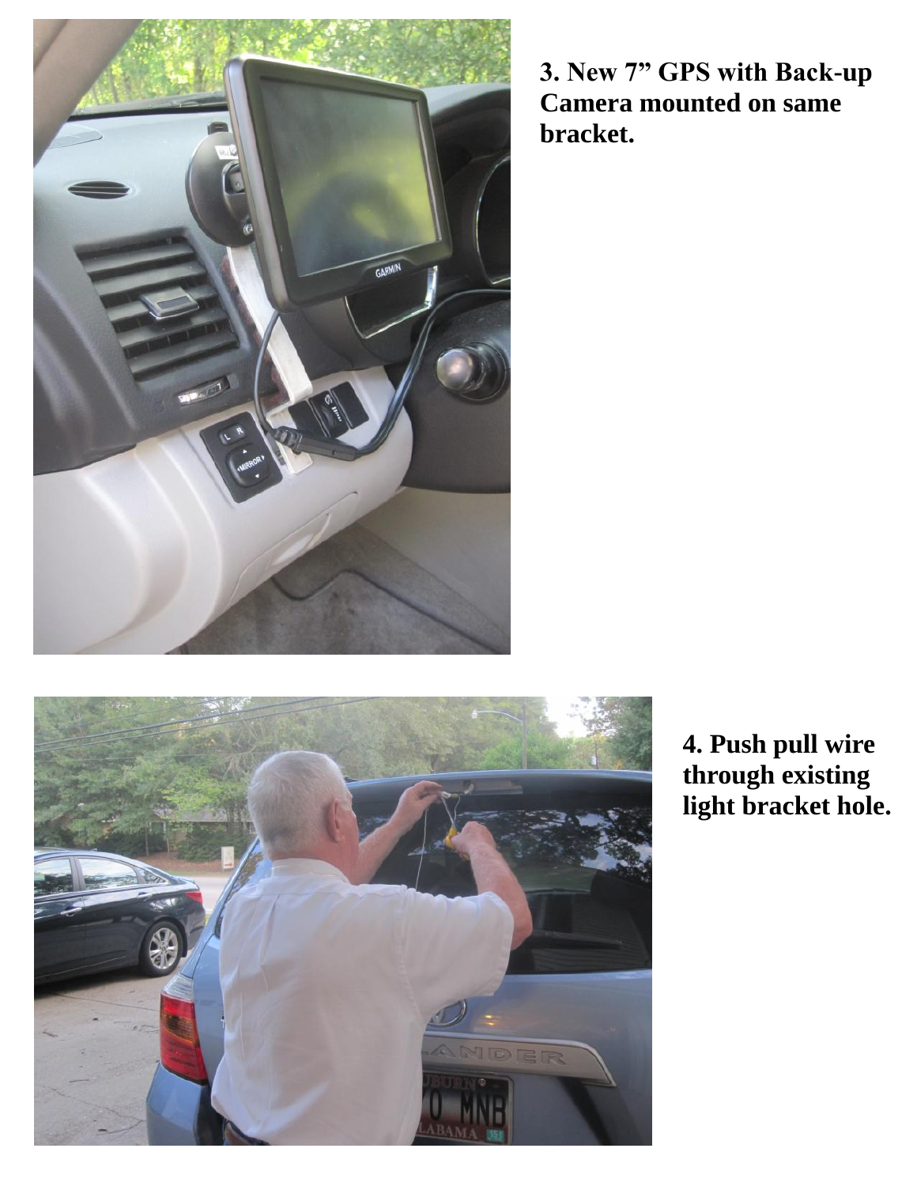**3. New 7” GPS with Back-up Camera mounted on same bracket.**

**4. Push pull wire through existing light bracket hole.**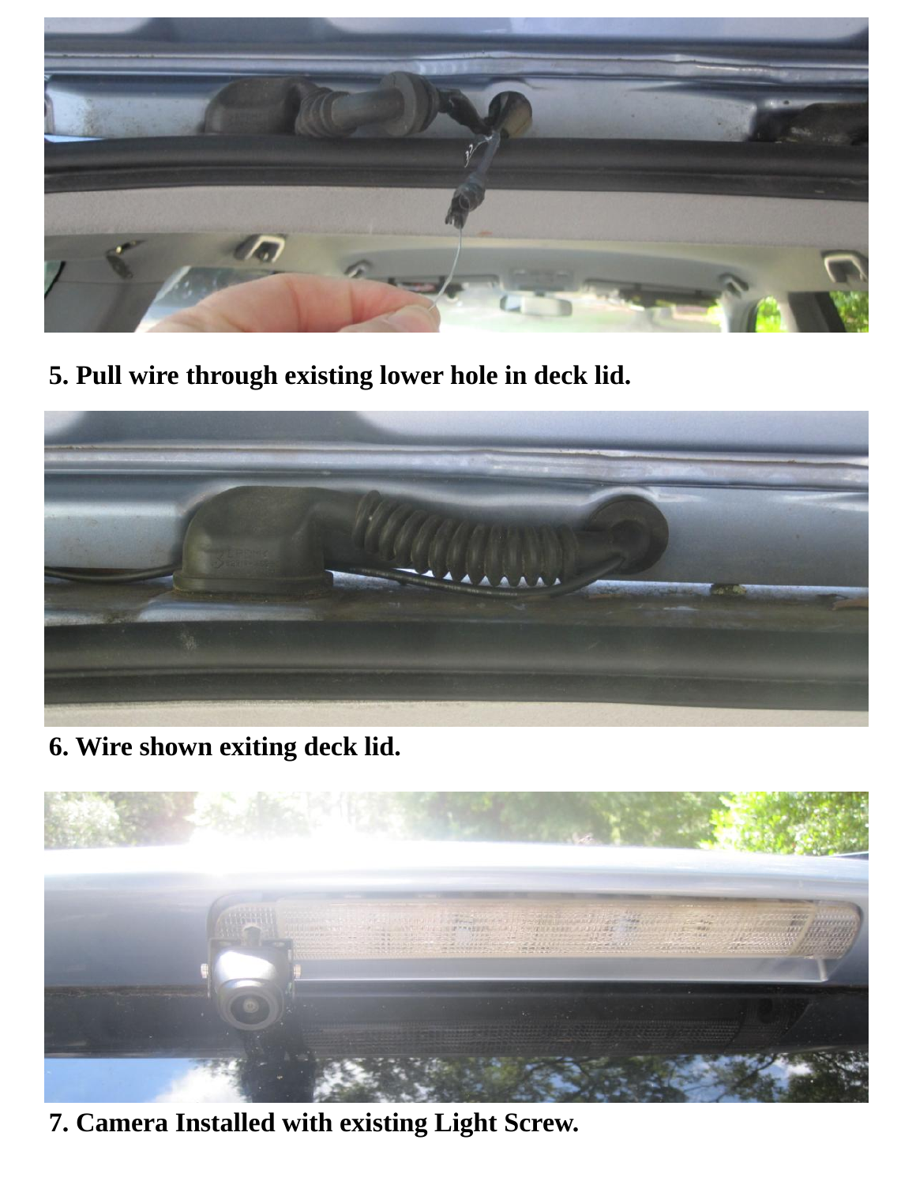**5. Pull wire through existing lower hole in deck lid.**

**6. Wire shown exiting deck lid.**

**7. Camera Installed with existing Light Screw.**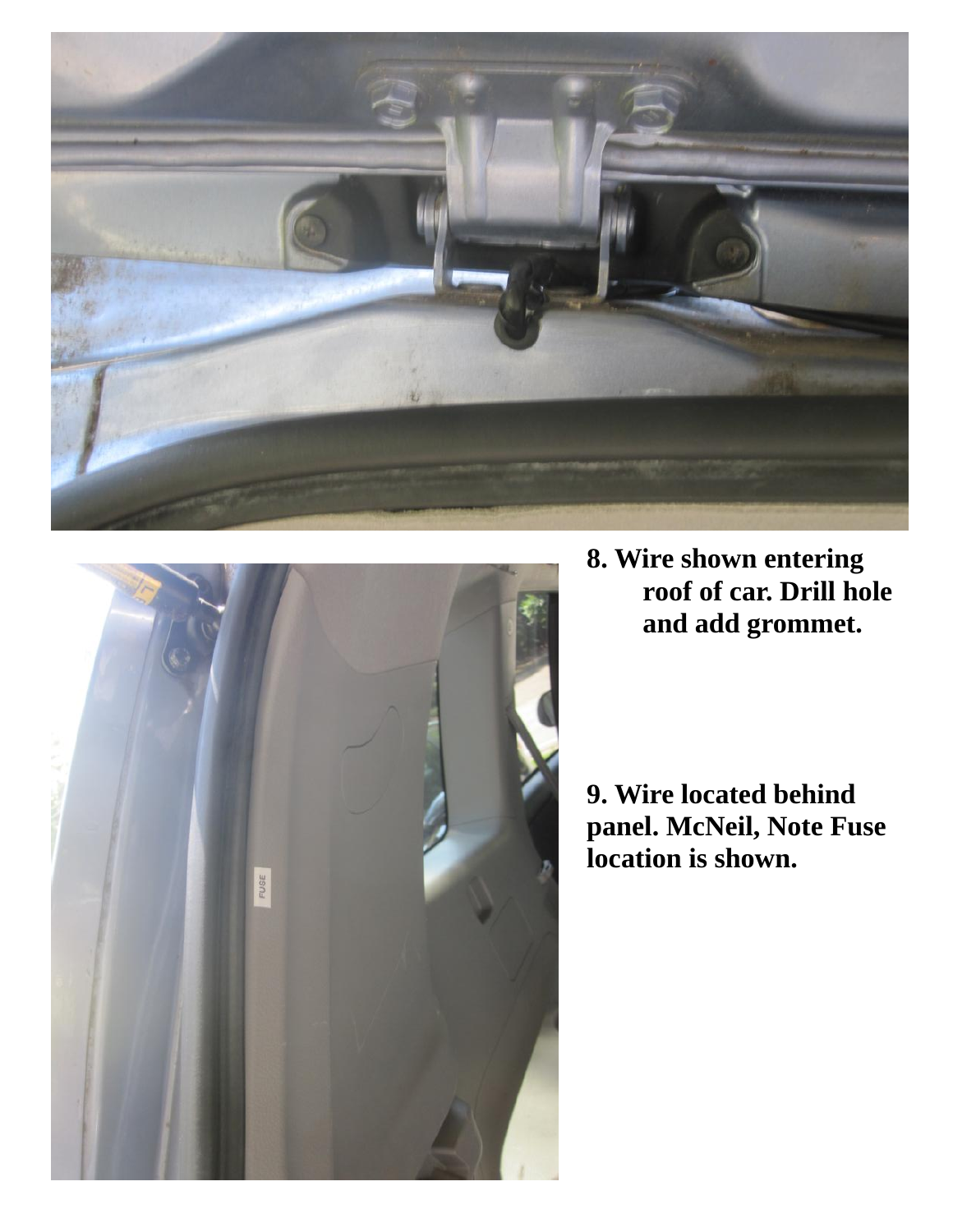8. Wire shown entering roof of car. Drill hole and add grommet.

9. Wire located behind panel. McNeil, Note Fuse location is shown.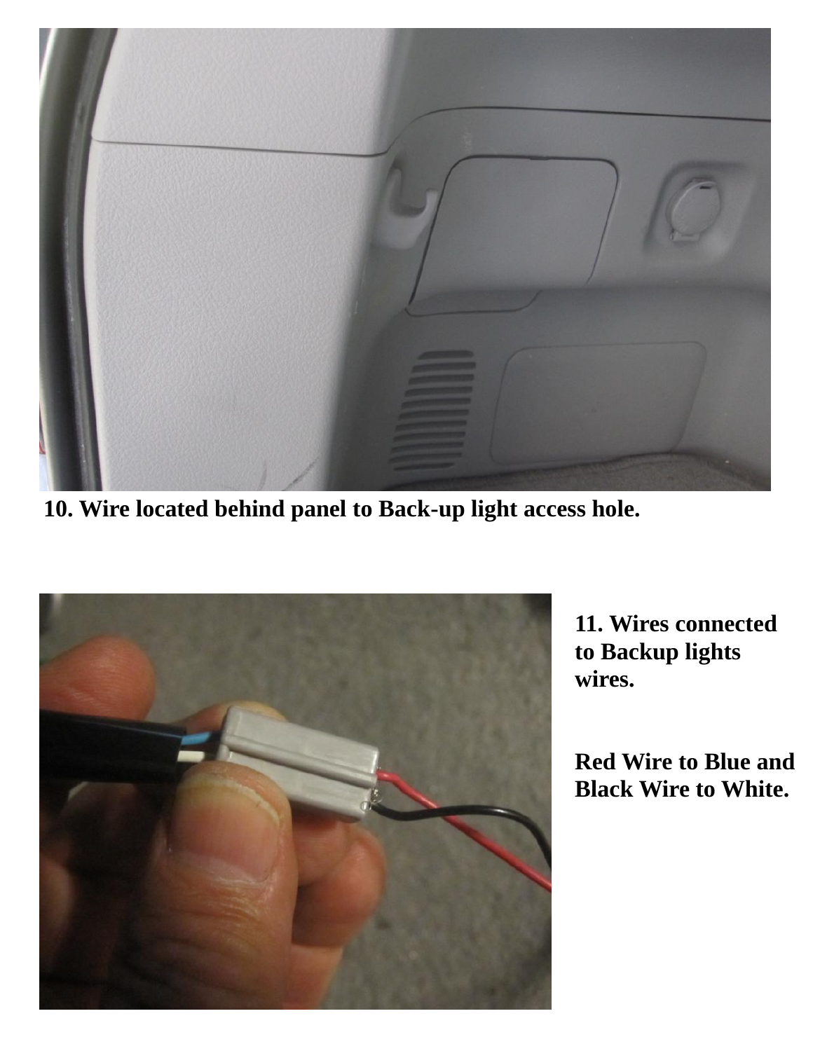**10. Wire located behind panel to Back-up light access hole.**

**11. Wires connected to Backup lights wires.**

**Red Wire to Blue and Black Wire to White.**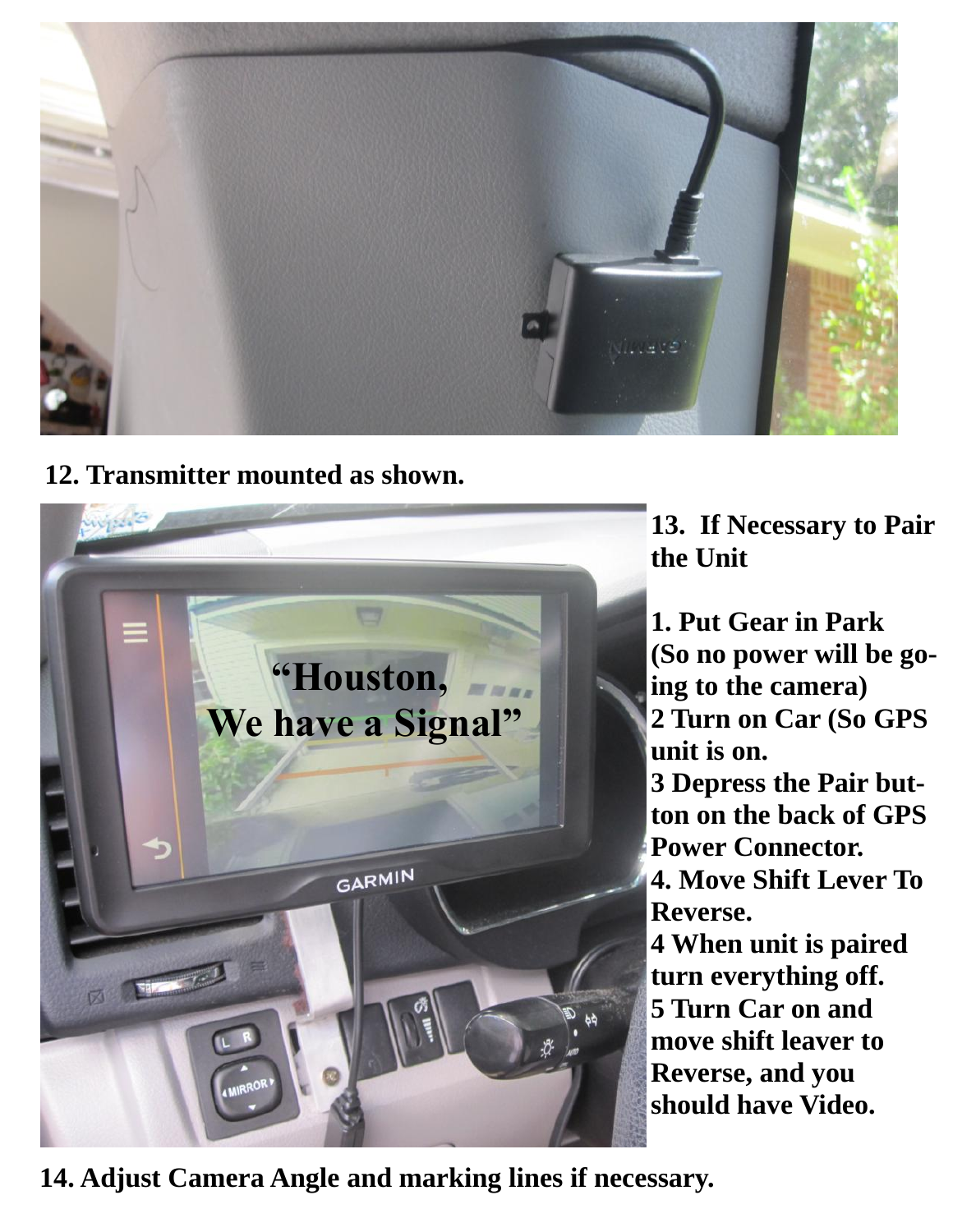**12. Transmitter mounted as shown.**

**13. If Necessary to Pair the Unit**

**1. Put Gear in Park (So no power will be going to the camera)**
**2 Turn on Car (So GPS unit is on.**
**3 Depress the Pair button on the back of GPS Power Connector.**
**4. Move Shift Lever To Reverse.**
**4 When unit is paired turn everything off.**
**5 Turn Car on and move shift leaver to Reverse, and you should have Video.**

**14. Adjust Camera Angle and marking lines if necessary.**